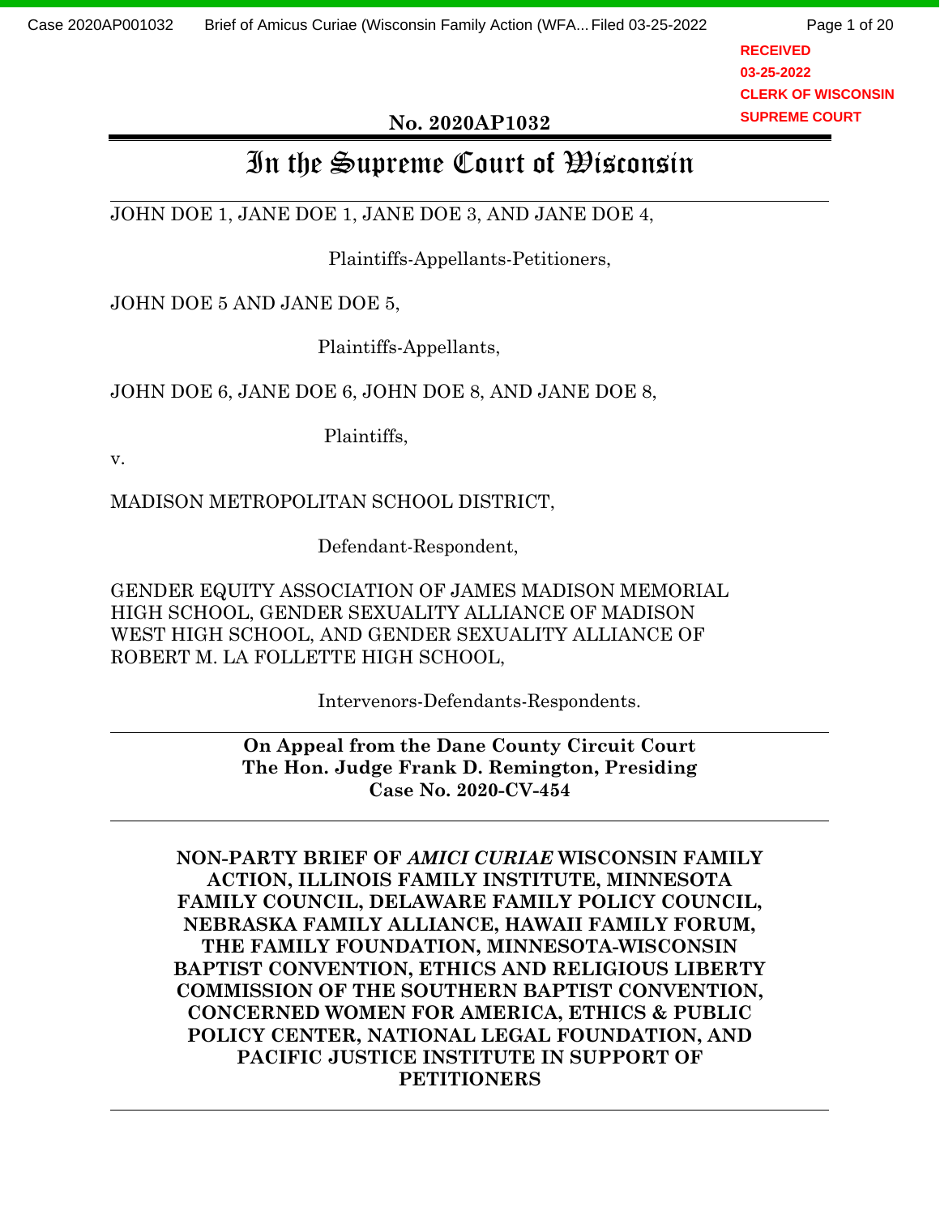No. 2020AP1032

# In the Supreme Court of Wisconsin

JOHN DOE 1, JANE DOE 1, JANE DOE 3, AND JANE DOE 4,

Plaintiffs-Appellants-Petitioners,

JOHN DOE 5 AND JANE DOE 5,

Plaintiffs-Appellants,

JOHN DOE 6, JANE DOE 6, JOHN DOE 8, AND JANE DOE 8,

Plaintiffs,

v.

MADISON METROPOLITAN SCHOOL DISTRICT,

Defendant-Respondent,

GENDER EQUITY ASSOCIATION OF JAMES MADISON MEMORIAL HIGH SCHOOL, GENDER SEXUALITY ALLIANCE OF MADISON WEST HIGH SCHOOL, AND GENDER SEXUALITY ALLIANCE OF ROBERT M. LA FOLLETTE HIGH SCHOOL,

Intervenors-Defendants-Respondents.

**On Appeal from the Dane County Circuit Court**
**The Hon. Judge Frank D. Remington, Presiding**
**Case No. 2020-CV-454**

**NON-PARTY BRIEF OF *AMICI CURIAE* WISCONSIN FAMILY ACTION, ILLINOIS FAMILY INSTITUTE, MINNESOTA FAMILY COUNCIL, DELAWARE FAMILY POLICY COUNCIL, NEBRASKA FAMILY ALLIANCE, HAWAII FAMILY FORUM, THE FAMILY FOUNDATION, MINNESOTA-WISCONSIN BAPTIST CONVENTION, ETHICS AND RELIGIOUS LIBERTY COMMISSION OF THE SOUTHERN BAPTIST CONVENTION, CONCERNED WOMEN FOR AMERICA, ETHICS & PUBLIC POLICY CENTER, NATIONAL LEGAL FOUNDATION, AND PACIFIC JUSTICE INSTITUTE IN SUPPORT OF PETITIONERS**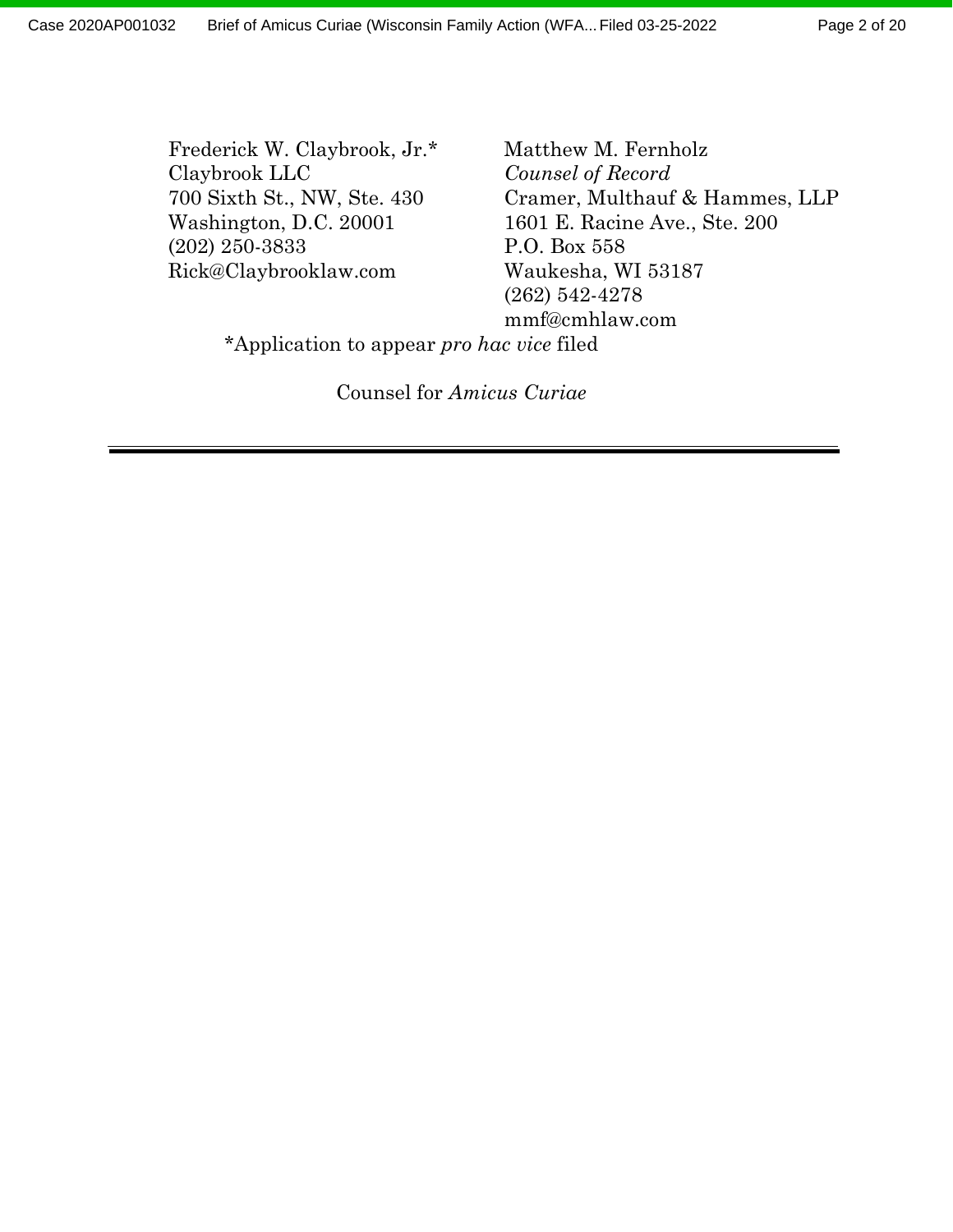Frederick W. Claybrook, Jr.*
Claybrook LLC
700 Sixth St., NW, Ste. 430
Washington, D.C. 20001
(202) 250-3833
Rick@Claybrooklaw.com

Matthew M. Fernholz
*Counsel of Record*
Cramer, Multhauf & Hammes, LLP
1601 E. Racine Ave., Ste. 200
P.O. Box 558
Waukesha, WI 53187
(262) 542-4278
mmf@cmhlaw.com

*Application to appear *pro hac vice* filed

Counsel for *Amicus Curiae*

---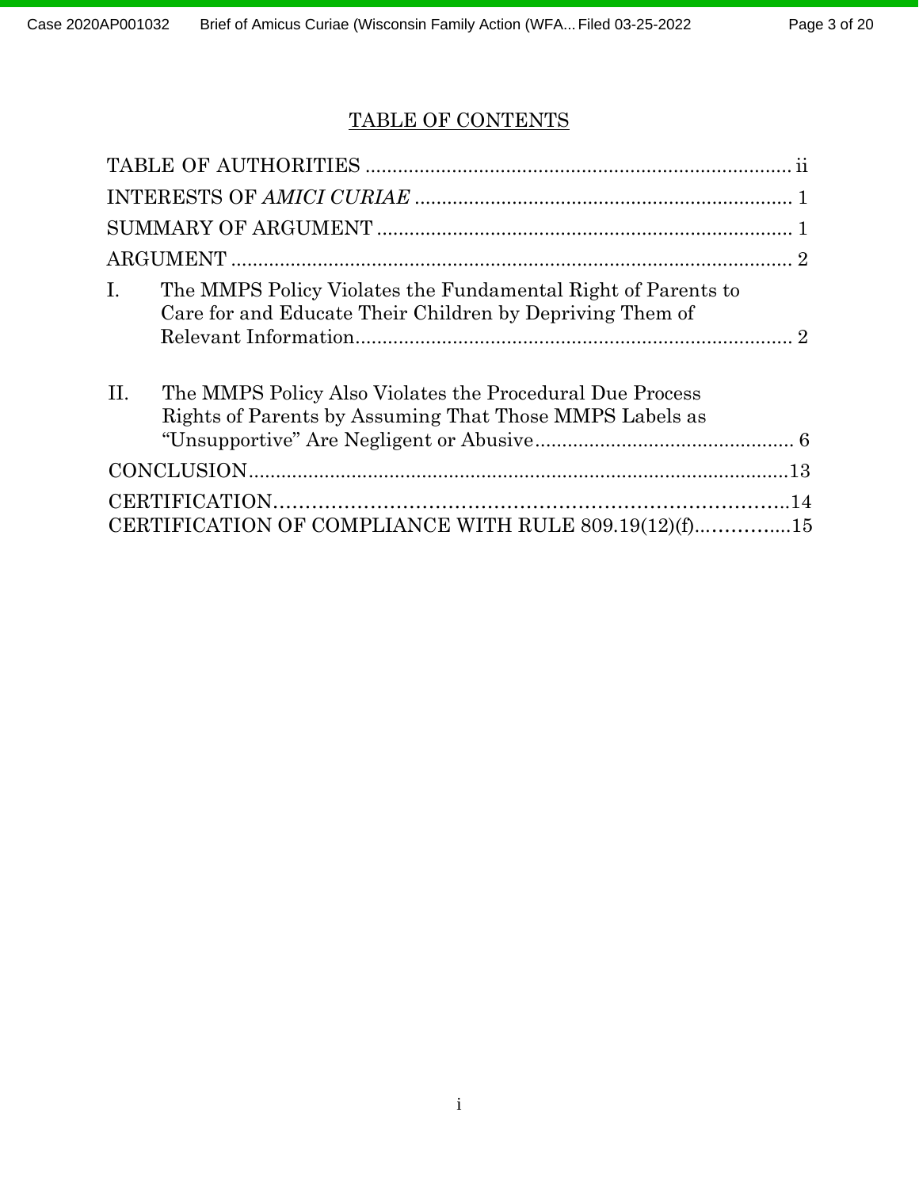## TABLE OF CONTENTS

TABLE OF AUTHORITIES ............................................................................... ii

INTERESTS OF *AMICI CURIAE* ...................................................................... 1

SUMMARY OF ARGUMENT ............................................................................ 1

ARGUMENT ........................................................................................................ 2

I. The MMPS Policy Violates the Fundamental Right of Parents to Care for and Educate Their Children by Depriving Them of Relevant Information................................................................................ 2

II. The MMPS Policy Also Violates the Procedural Due Process Rights of Parents by Assuming That Those MMPS Labels as "Unsupportive" Are Negligent or Abusive................................................ 6

CONCLUSION...................................................................................................13

CERTIFICATION……………………………………………………………..14

CERTIFICATION OF COMPLIANCE WITH RULE 809.19(12)(f)…………...15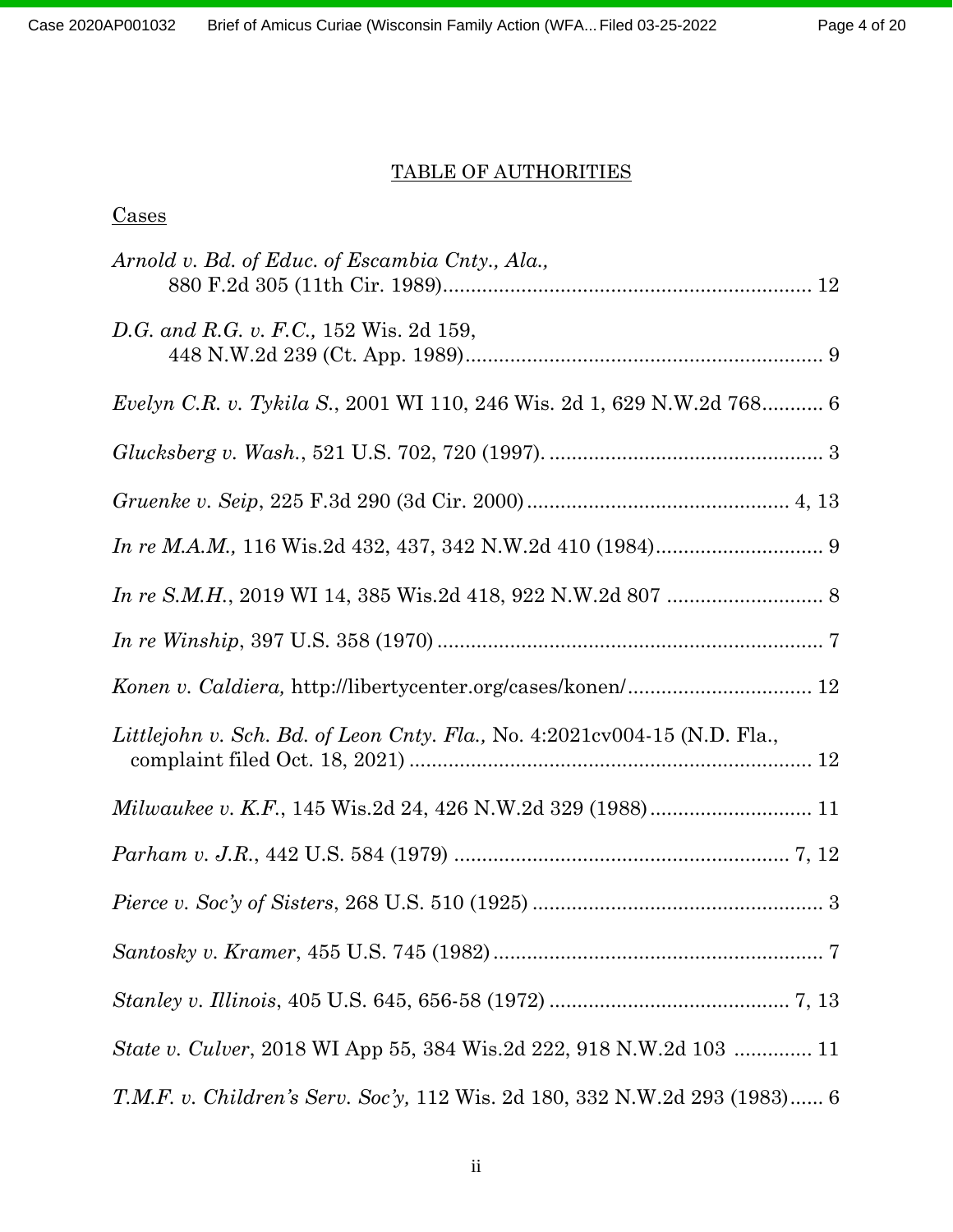## TABLE OF AUTHORITIES

### Cases

*Arnold v. Bd. of Educ. of Escambia Cnty., Ala.*, 880 F.2d 305 (11th Cir. 1989)........................................................................ 12

*D.G. and R.G. v. F.C.,* 152 Wis. 2d 159, 448 N.W.2d 239 (Ct. App. 1989)........................................................................ 9

*Evelyn C.R. v. Tykila S.*, 2001 WI 110, 246 Wis. 2d 1, 629 N.W.2d 768........... 6

*Glucksberg v. Wash.*, 521 U.S. 702, 720 (1997). .................................................. 3

*Gruenke v. Seip*, 225 F.3d 290 (3d Cir. 2000)............................................... 4, 13

*In re M.A.M.,* 116 Wis.2d 432, 437, 342 N.W.2d 410 (1984).............................. 9

*In re S.M.H.*, 2019 WI 14, 385 Wis.2d 418, 922 N.W.2d 807 ............................ 8

*In re Winship*, 397 U.S. 358 (1970) ..................................................................... 7

*Konen v. Caldiera,* http://libertycenter.org/cases/konen/................................. 12

*Littlejohn v. Sch. Bd. of Leon Cnty. Fla.,* No. 4:2021cv004-15 (N.D. Fla., complaint filed Oct. 18, 2021) ........................................................................ 12

*Milwaukee v. K.F.*, 145 Wis.2d 24, 426 N.W.2d 329 (1988)............................. 11

*Parham v. J.R.*, 442 U.S. 584 (1979) ............................................................ 7, 12

*Pierce v. Soc'y of Sisters*, 268 U.S. 510 (1925) .................................................... 3

*Santosky v. Kramer*, 455 U.S. 745 (1982)............................................................ 7

*Stanley v. Illinois*, 405 U.S. 645, 656-58 (1972) ........................................... 7, 13

*State v. Culver*, 2018 WI App 55, 384 Wis.2d 222, 918 N.W.2d 103 .............. 11

*T.M.F. v. Children's Serv. Soc'y,* 112 Wis. 2d 180, 332 N.W.2d 293 (1983)...... 6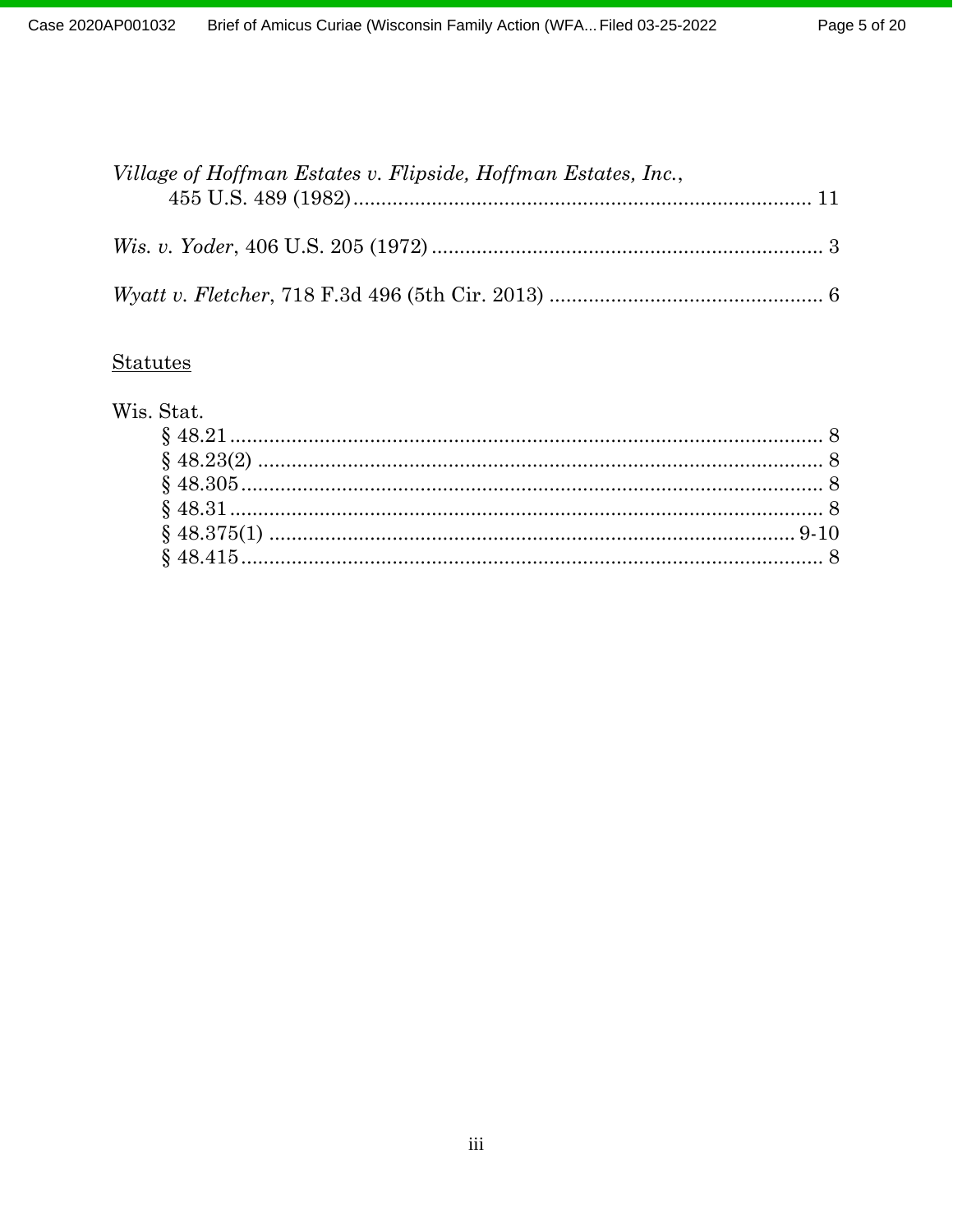*Village of Hoffman Estates v. Flipside, Hoffman Estates, Inc.*,
455 U.S. 489 (1982) .................................................................................. 11

*Wis. v. Yoder*, 406 U.S. 205 (1972) ...................................................................... 3

*Wyatt v. Fletcher*, 718 F.3d 496 (5th Cir. 2013) ................................................. 6

## Statutes

Wis. Stat.

- § 48.21 ........................................................................................................... 8
- § 48.23(2) ...................................................................................................... 8
- § 48.305 ......................................................................................................... 8
- § 48.31 ........................................................................................................... 8
- § 48.375(1) ............................................................................................... 9-10
- § 48.415 ......................................................................................................... 8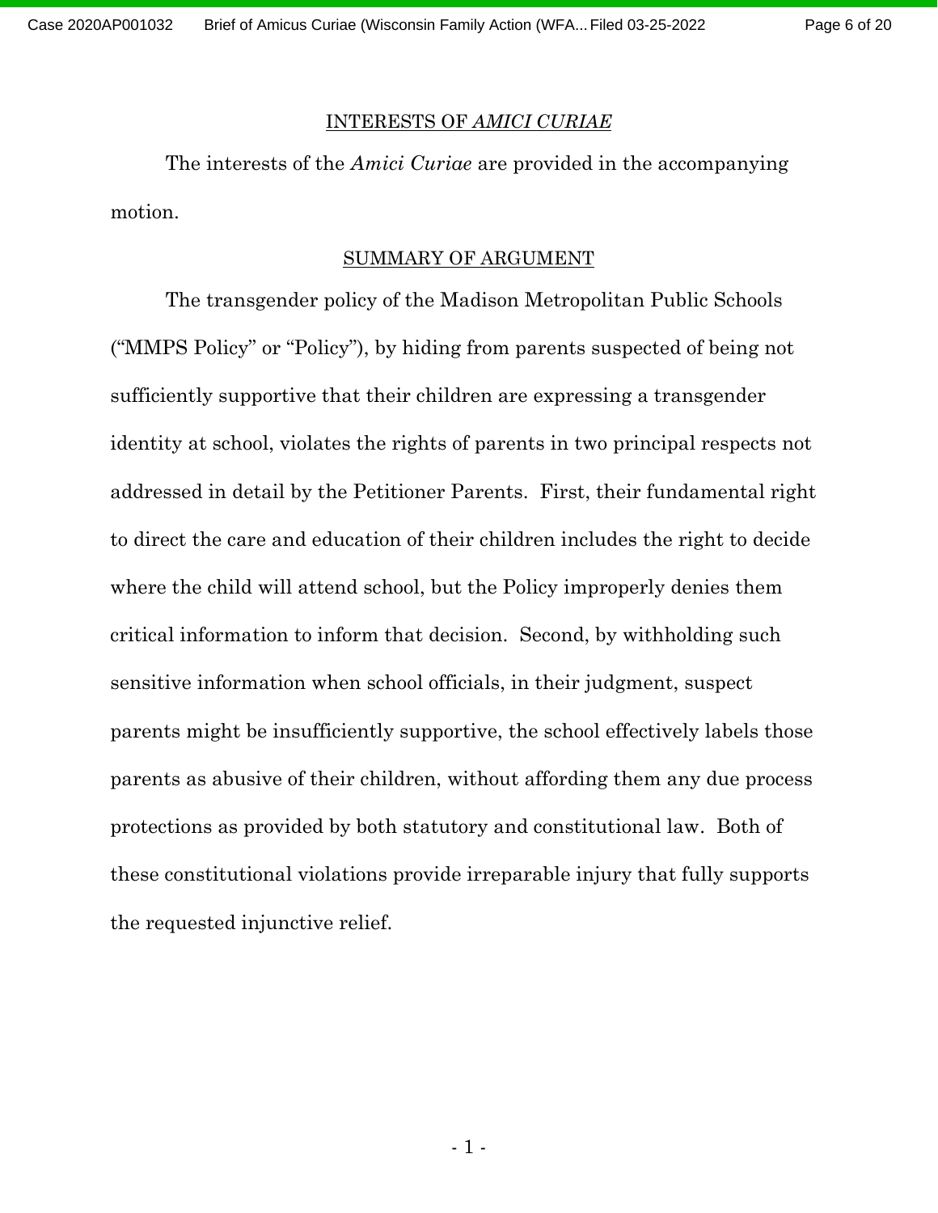## INTERESTS OF *AMICI CURIAE*

The interests of the *Amici Curiae* are provided in the accompanying motion.

## SUMMARY OF ARGUMENT

The transgender policy of the Madison Metropolitan Public Schools ("MMPS Policy" or "Policy"), by hiding from parents suspected of being not sufficiently supportive that their children are expressing a transgender identity at school, violates the rights of parents in two principal respects not addressed in detail by the Petitioner Parents. First, their fundamental right to direct the care and education of their children includes the right to decide where the child will attend school, but the Policy improperly denies them critical information to inform that decision. Second, by withholding such sensitive information when school officials, in their judgment, suspect parents might be insufficiently supportive, the school effectively labels those parents as abusive of their children, without affording them any due process protections as provided by both statutory and constitutional law. Both of these constitutional violations provide irreparable injury that fully supports the requested injunctive relief.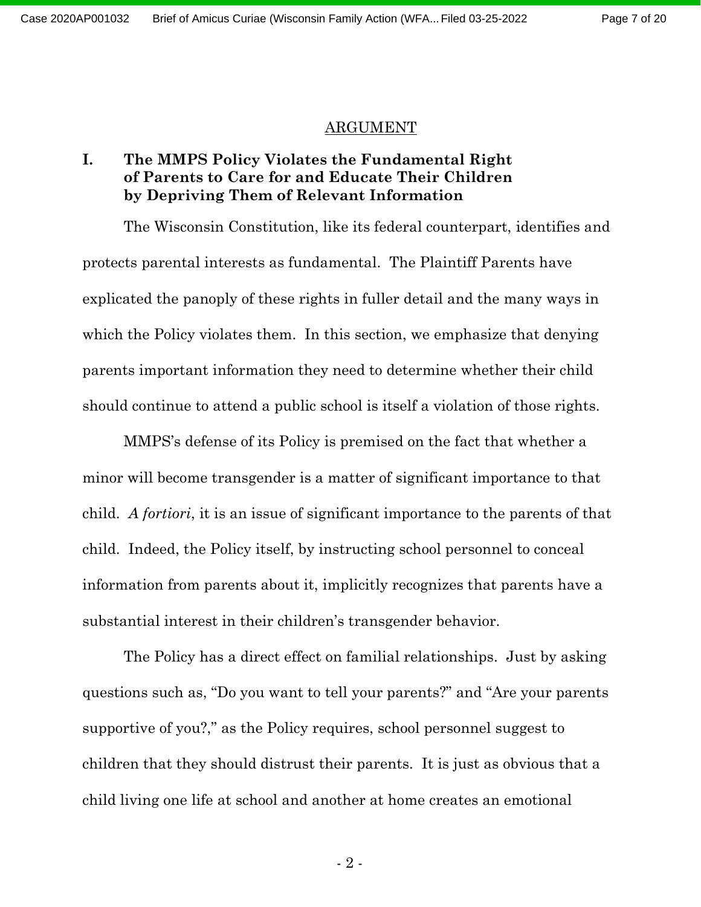## ARGUMENT

### I. The MMPS Policy Violates the Fundamental Right of Parents to Care for and Educate Their Children by Depriving Them of Relevant Information

The Wisconsin Constitution, like its federal counterpart, identifies and protects parental interests as fundamental. The Plaintiff Parents have explicated the panoply of these rights in fuller detail and the many ways in which the Policy violates them. In this section, we emphasize that denying parents important information they need to determine whether their child should continue to attend a public school is itself a violation of those rights.

MMPS's defense of its Policy is premised on the fact that whether a minor will become transgender is a matter of significant importance to that child. *A fortiori*, it is an issue of significant importance to the parents of that child. Indeed, the Policy itself, by instructing school personnel to conceal information from parents about it, implicitly recognizes that parents have a substantial interest in their children's transgender behavior.

The Policy has a direct effect on familial relationships. Just by asking questions such as, "Do you want to tell your parents?" and "Are your parents supportive of you?," as the Policy requires, school personnel suggest to children that they should distrust their parents. It is just as obvious that a child living one life at school and another at home creates an emotional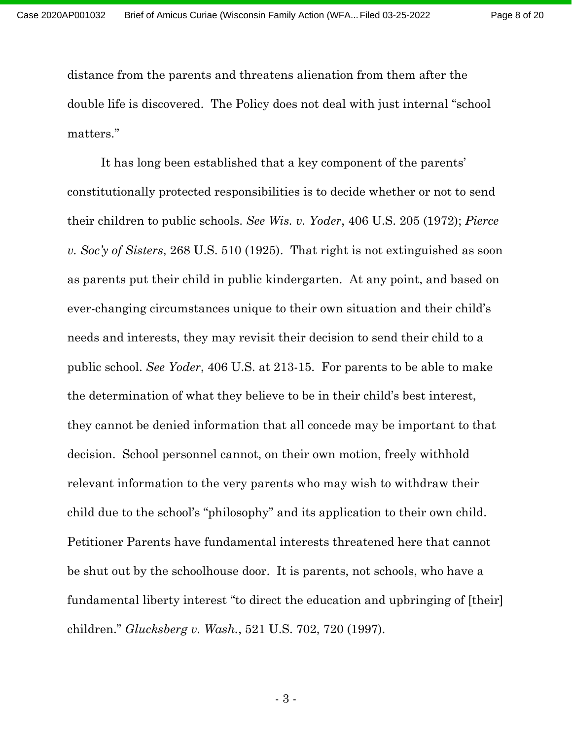distance from the parents and threatens alienation from them after the double life is discovered. The Policy does not deal with just internal "school matters."

It has long been established that a key component of the parents' constitutionally protected responsibilities is to decide whether or not to send their children to public schools. *See Wis. v. Yoder*, 406 U.S. 205 (1972); *Pierce v. Soc'y of Sisters*, 268 U.S. 510 (1925). That right is not extinguished as soon as parents put their child in public kindergarten. At any point, and based on ever-changing circumstances unique to their own situation and their child's needs and interests, they may revisit their decision to send their child to a public school. *See Yoder*, 406 U.S. at 213-15. For parents to be able to make the determination of what they believe to be in their child's best interest, they cannot be denied information that all concede may be important to that decision. School personnel cannot, on their own motion, freely withhold relevant information to the very parents who may wish to withdraw their child due to the school's "philosophy" and its application to their own child. Petitioner Parents have fundamental interests threatened here that cannot be shut out by the schoolhouse door. It is parents, not schools, who have a fundamental liberty interest "to direct the education and upbringing of [their] children." *Glucksberg v. Wash.*, 521 U.S. 702, 720 (1997).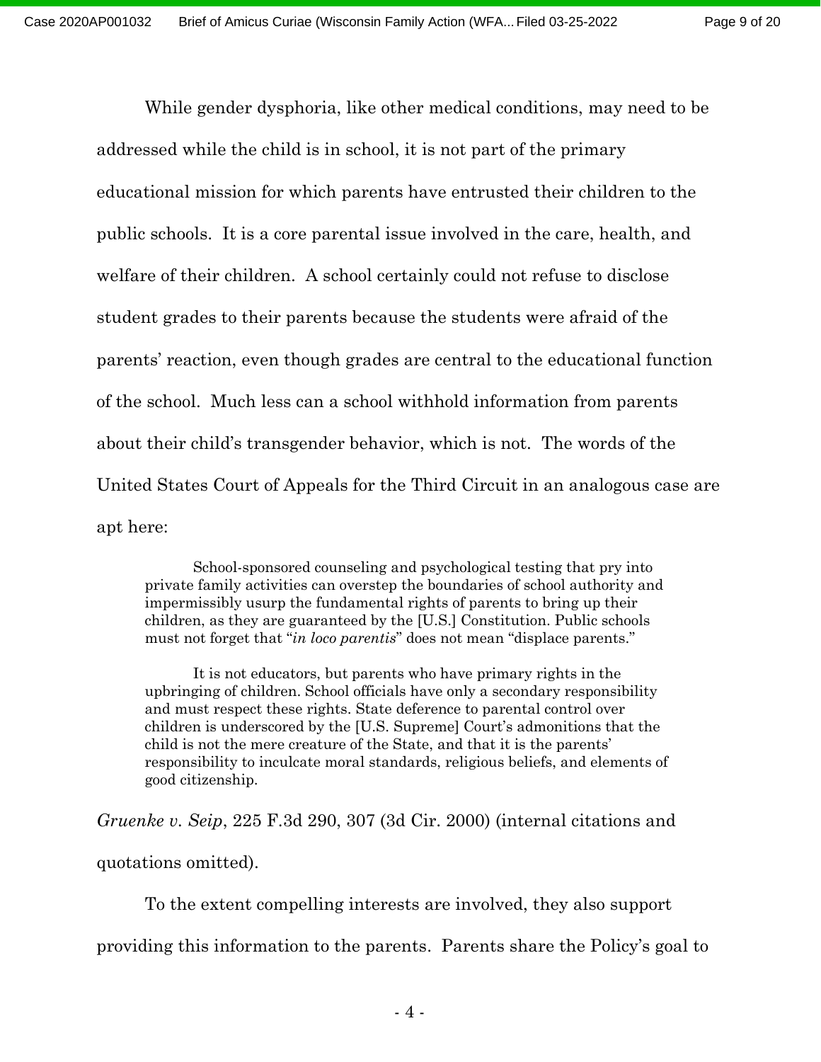While gender dysphoria, like other medical conditions, may need to be addressed while the child is in school, it is not part of the primary educational mission for which parents have entrusted their children to the public schools. It is a core parental issue involved in the care, health, and welfare of their children. A school certainly could not refuse to disclose student grades to their parents because the students were afraid of the parents' reaction, even though grades are central to the educational function of the school. Much less can a school withhold information from parents about their child's transgender behavior, which is not. The words of the United States Court of Appeals for the Third Circuit in an analogous case are apt here:

> School-sponsored counseling and psychological testing that pry into private family activities can overstep the boundaries of school authority and impermissibly usurp the fundamental rights of parents to bring up their children, as they are guaranteed by the [U.S.] Constitution. Public schools must not forget that "*in loco parentis*" does not mean "displace parents."
>
> It is not educators, but parents who have primary rights in the upbringing of children. School officials have only a secondary responsibility and must respect these rights. State deference to parental control over children is underscored by the [U.S. Supreme] Court's admonitions that the child is not the mere creature of the State, and that it is the parents' responsibility to inculcate moral standards, religious beliefs, and elements of good citizenship.

*Gruenke v. Seip*, 225 F.3d 290, 307 (3d Cir. 2000) (internal citations and quotations omitted).

To the extent compelling interests are involved, they also support providing this information to the parents. Parents share the Policy's goal to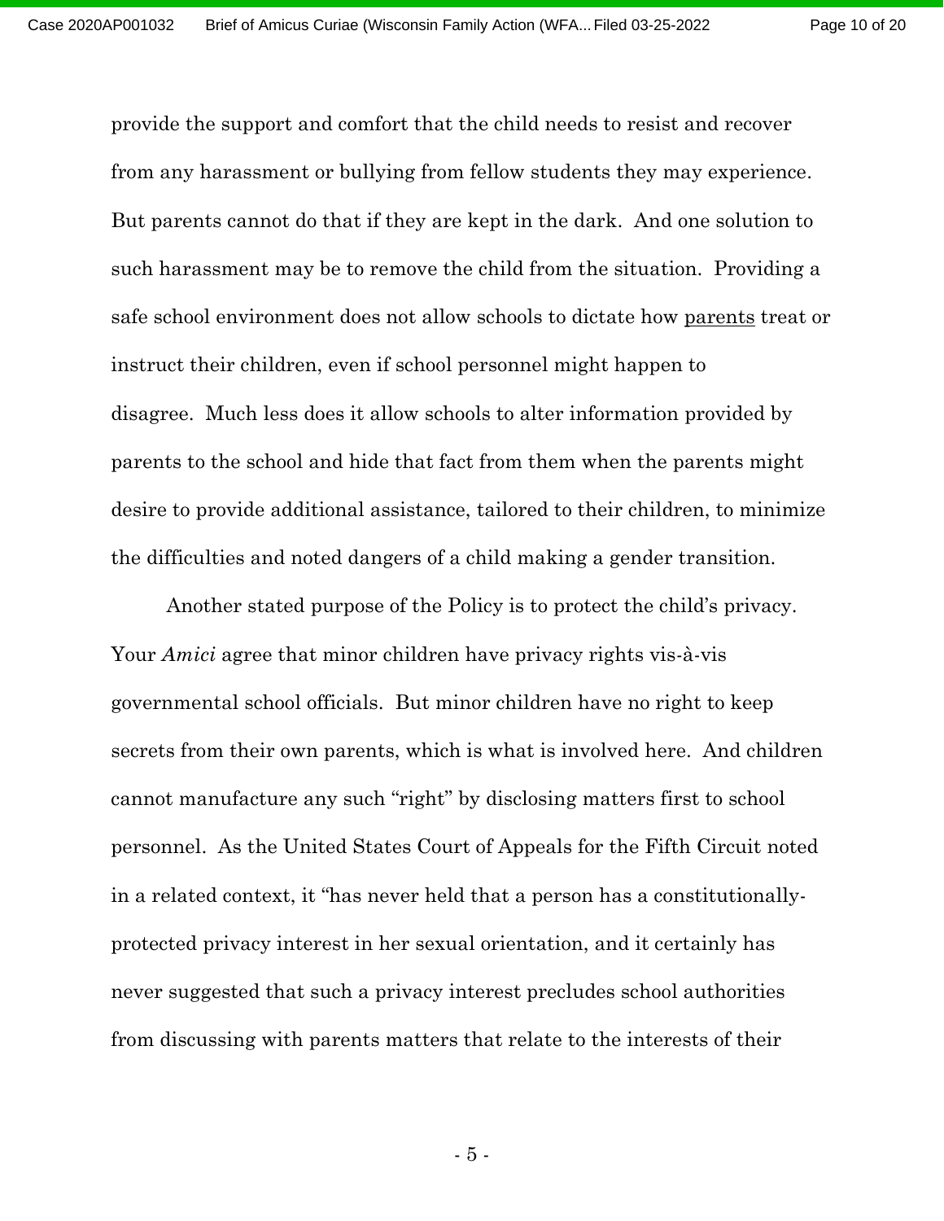provide the support and comfort that the child needs to resist and recover from any harassment or bullying from fellow students they may experience. But parents cannot do that if they are kept in the dark. And one solution to such harassment may be to remove the child from the situation. Providing a safe school environment does not allow schools to dictate how <u>parents</u> treat or instruct their children, even if school personnel might happen to disagree. Much less does it allow schools to alter information provided by parents to the school and hide that fact from them when the parents might desire to provide additional assistance, tailored to their children, to minimize the difficulties and noted dangers of a child making a gender transition.

Another stated purpose of the Policy is to protect the child's privacy. Your *Amici* agree that minor children have privacy rights vis-à-vis governmental school officials. But minor children have no right to keep secrets from their own parents, which is what is involved here. And children cannot manufacture any such "right" by disclosing matters first to school personnel. As the United States Court of Appeals for the Fifth Circuit noted in a related context, it "has never held that a person has a constitutionally-protected privacy interest in her sexual orientation, and it certainly has never suggested that such a privacy interest precludes school authorities from discussing with parents matters that relate to the interests of their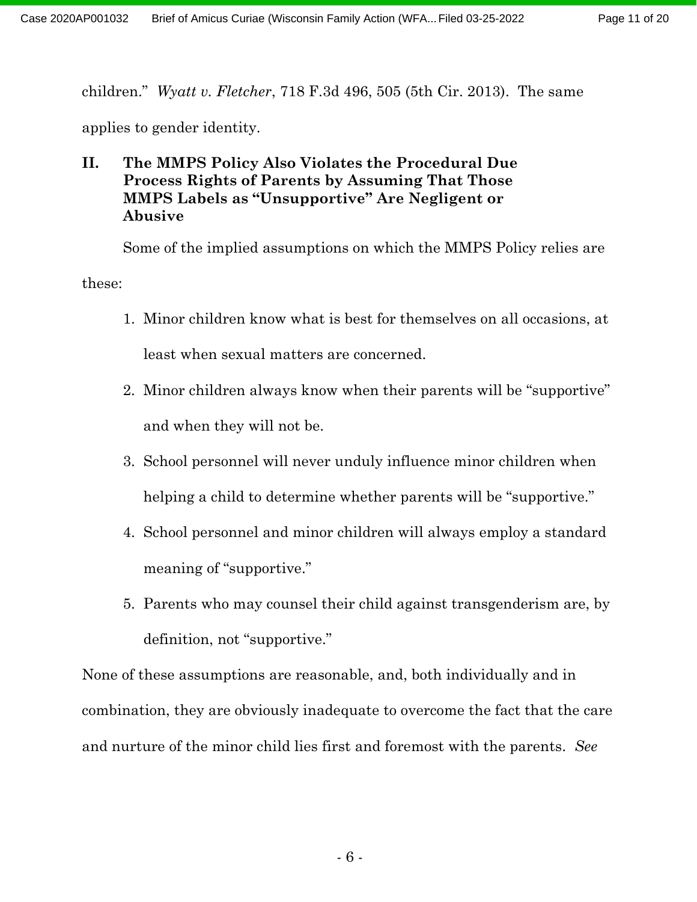children." *Wyatt v. Fletcher*, 718 F.3d 496, 505 (5th Cir. 2013). The same applies to gender identity.

## II. The MMPS Policy Also Violates the Procedural Due Process Rights of Parents by Assuming That Those MMPS Labels as "Unsupportive" Are Negligent or Abusive

Some of the implied assumptions on which the MMPS Policy relies are these:

1. Minor children know what is best for themselves on all occasions, at least when sexual matters are concerned.
2. Minor children always know when their parents will be "supportive" and when they will not be.
3. School personnel will never unduly influence minor children when helping a child to determine whether parents will be "supportive."
4. School personnel and minor children will always employ a standard meaning of "supportive."
5. Parents who may counsel their child against transgenderism are, by definition, not "supportive."

None of these assumptions are reasonable, and, both individually and in combination, they are obviously inadequate to overcome the fact that the care and nurture of the minor child lies first and foremost with the parents. *See*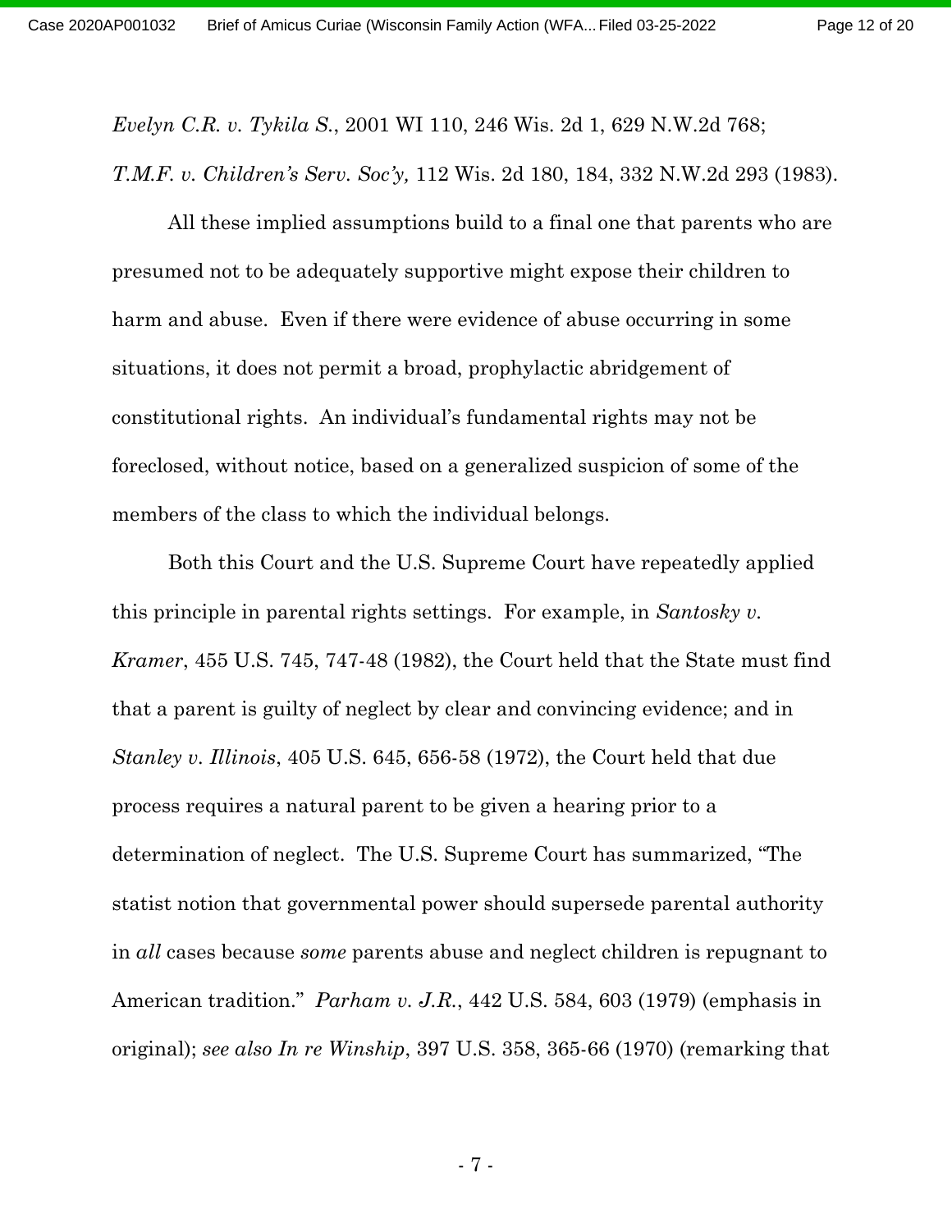*Evelyn C.R. v. Tykila S.*, 2001 WI 110, 246 Wis. 2d 1, 629 N.W.2d 768; *T.M.F. v. Children's Serv. Soc'y,* 112 Wis. 2d 180, 184, 332 N.W.2d 293 (1983).

All these implied assumptions build to a final one that parents who are presumed not to be adequately supportive might expose their children to harm and abuse. Even if there were evidence of abuse occurring in some situations, it does not permit a broad, prophylactic abridgement of constitutional rights. An individual's fundamental rights may not be foreclosed, without notice, based on a generalized suspicion of some of the members of the class to which the individual belongs.

Both this Court and the U.S. Supreme Court have repeatedly applied this principle in parental rights settings. For example, in *Santosky v. Kramer*, 455 U.S. 745, 747-48 (1982), the Court held that the State must find that a parent is guilty of neglect by clear and convincing evidence; and in *Stanley v. Illinois*, 405 U.S. 645, 656-58 (1972), the Court held that due process requires a natural parent to be given a hearing prior to a determination of neglect. The U.S. Supreme Court has summarized, "The statist notion that governmental power should supersede parental authority in *all* cases because *some* parents abuse and neglect children is repugnant to American tradition." *Parham v. J.R.*, 442 U.S. 584, 603 (1979) (emphasis in original); *see also In re Winship*, 397 U.S. 358, 365-66 (1970) (remarking that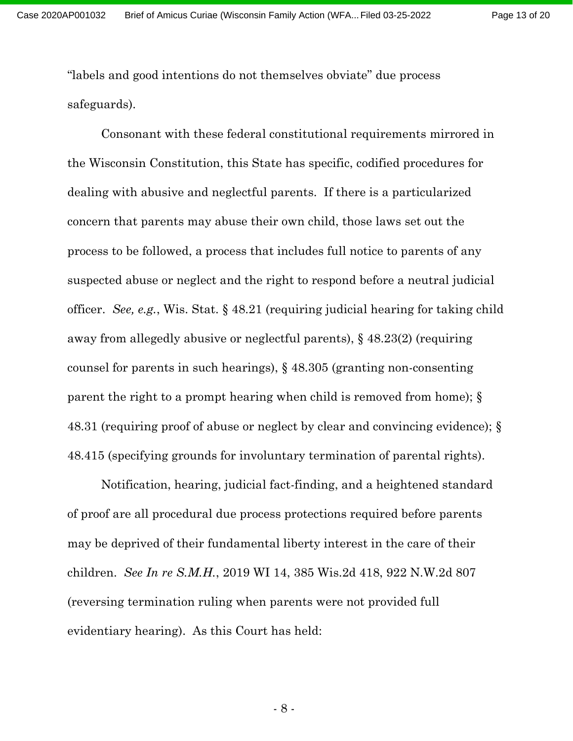"labels and good intentions do not themselves obviate" due process safeguards).

Consonant with these federal constitutional requirements mirrored in the Wisconsin Constitution, this State has specific, codified procedures for dealing with abusive and neglectful parents. If there is a particularized concern that parents may abuse their own child, those laws set out the process to be followed, a process that includes full notice to parents of any suspected abuse or neglect and the right to respond before a neutral judicial officer. *See, e.g.*, Wis. Stat. § 48.21 (requiring judicial hearing for taking child away from allegedly abusive or neglectful parents), § 48.23(2) (requiring counsel for parents in such hearings), § 48.305 (granting non-consenting parent the right to a prompt hearing when child is removed from home); § 48.31 (requiring proof of abuse or neglect by clear and convincing evidence); § 48.415 (specifying grounds for involuntary termination of parental rights).

Notification, hearing, judicial fact-finding, and a heightened standard of proof are all procedural due process protections required before parents may be deprived of their fundamental liberty interest in the care of their children. *See In re S.M.H.*, 2019 WI 14, 385 Wis.2d 418, 922 N.W.2d 807 (reversing termination ruling when parents were not provided full evidentiary hearing). As this Court has held: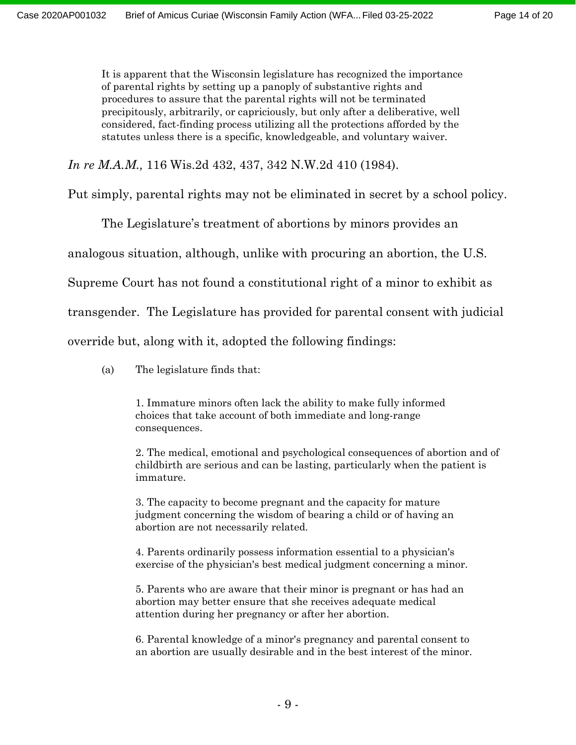> It is apparent that the Wisconsin legislature has recognized the importance of parental rights by setting up a panoply of substantive rights and procedures to assure that the parental rights will not be terminated precipitously, arbitrarily, or capriciously, but only after a deliberative, well considered, fact-finding process utilizing all the protections afforded by the statutes unless there is a specific, knowledgeable, and voluntary waiver.

*In re M.A.M.,* 116 Wis.2d 432, 437, 342 N.W.2d 410 (1984).

Put simply, parental rights may not be eliminated in secret by a school policy.

The Legislature's treatment of abortions by minors provides an analogous situation, although, unlike with procuring an abortion, the U.S. Supreme Court has not found a constitutional right of a minor to exhibit as transgender. The Legislature has provided for parental consent with judicial override but, along with it, adopted the following findings:

> (a) The legislature finds that:
>
> 1. Immature minors often lack the ability to make fully informed choices that take account of both immediate and long-range consequences.
>
> 2. The medical, emotional and psychological consequences of abortion and of childbirth are serious and can be lasting, particularly when the patient is immature.
>
> 3. The capacity to become pregnant and the capacity for mature judgment concerning the wisdom of bearing a child or of having an abortion are not necessarily related.
>
> 4. Parents ordinarily possess information essential to a physician's exercise of the physician's best medical judgment concerning a minor.
>
> 5. Parents who are aware that their minor is pregnant or has had an abortion may better ensure that she receives adequate medical attention during her pregnancy or after her abortion.
>
> 6. Parental knowledge of a minor's pregnancy and parental consent to an abortion are usually desirable and in the best interest of the minor.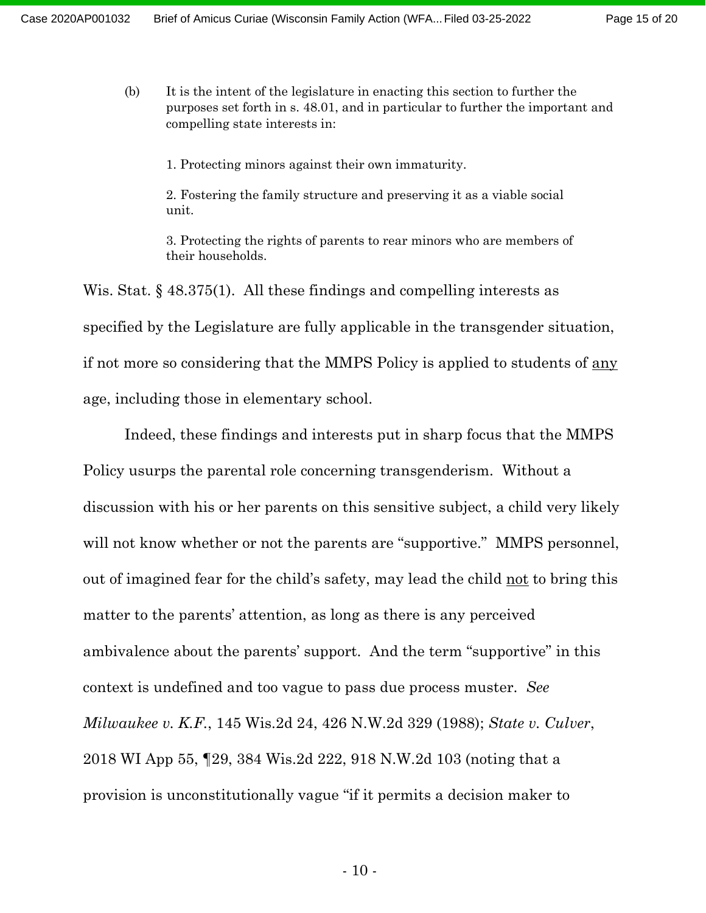> (b) It is the intent of the legislature in enacting this section to further the purposes set forth in s. 48.01, and in particular to further the important and compelling state interests in:
>
> 1. Protecting minors against their own immaturity.
>
> 2. Fostering the family structure and preserving it as a viable social unit.
>
> 3. Protecting the rights of parents to rear minors who are members of their households.

Wis. Stat. § 48.375(1). All these findings and compelling interests as specified by the Legislature are fully applicable in the transgender situation, if not more so considering that the MMPS Policy is applied to students of <u>any</u> age, including those in elementary school.

Indeed, these findings and interests put in sharp focus that the MMPS Policy usurps the parental role concerning transgenderism. Without a discussion with his or her parents on this sensitive subject, a child very likely will not know whether or not the parents are "supportive." MMPS personnel, out of imagined fear for the child's safety, may lead the child <u>not</u> to bring this matter to the parents' attention, as long as there is any perceived ambivalence about the parents' support. And the term "supportive" in this context is undefined and too vague to pass due process muster. *See Milwaukee v. K.F.*, 145 Wis.2d 24, 426 N.W.2d 329 (1988); *State v. Culver*, 2018 WI App 55, ¶29, 384 Wis.2d 222, 918 N.W.2d 103 (noting that a provision is unconstitutionally vague "if it permits a decision maker to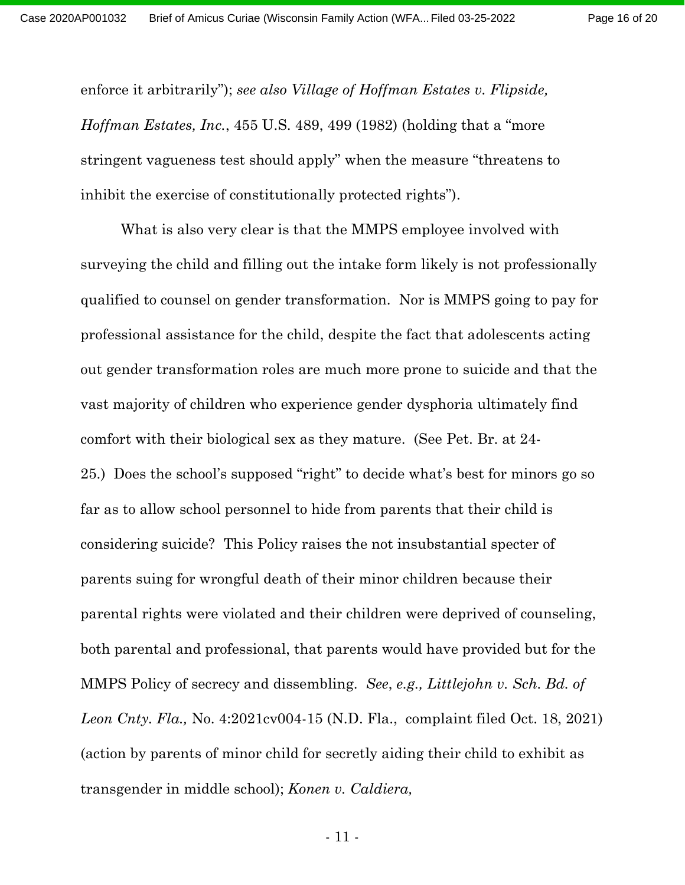enforce it arbitrarily"); *see also Village of Hoffman Estates v. Flipside, Hoffman Estates, Inc.*, 455 U.S. 489, 499 (1982) (holding that a "more stringent vagueness test should apply" when the measure "threatens to inhibit the exercise of constitutionally protected rights").

What is also very clear is that the MMPS employee involved with surveying the child and filling out the intake form likely is not professionally qualified to counsel on gender transformation. Nor is MMPS going to pay for professional assistance for the child, despite the fact that adolescents acting out gender transformation roles are much more prone to suicide and that the vast majority of children who experience gender dysphoria ultimately find comfort with their biological sex as they mature. (See Pet. Br. at 24-25.) Does the school's supposed "right" to decide what's best for minors go so far as to allow school personnel to hide from parents that their child is considering suicide? This Policy raises the not insubstantial specter of parents suing for wrongful death of their minor children because their parental rights were violated and their children were deprived of counseling, both parental and professional, that parents would have provided but for the MMPS Policy of secrecy and dissembling. *See*, *e.g., Littlejohn v. Sch. Bd. of Leon Cnty. Fla.,* No. 4:2021cv004-15 (N.D. Fla., complaint filed Oct. 18, 2021) (action by parents of minor child for secretly aiding their child to exhibit as transgender in middle school); *Konen v. Caldiera,*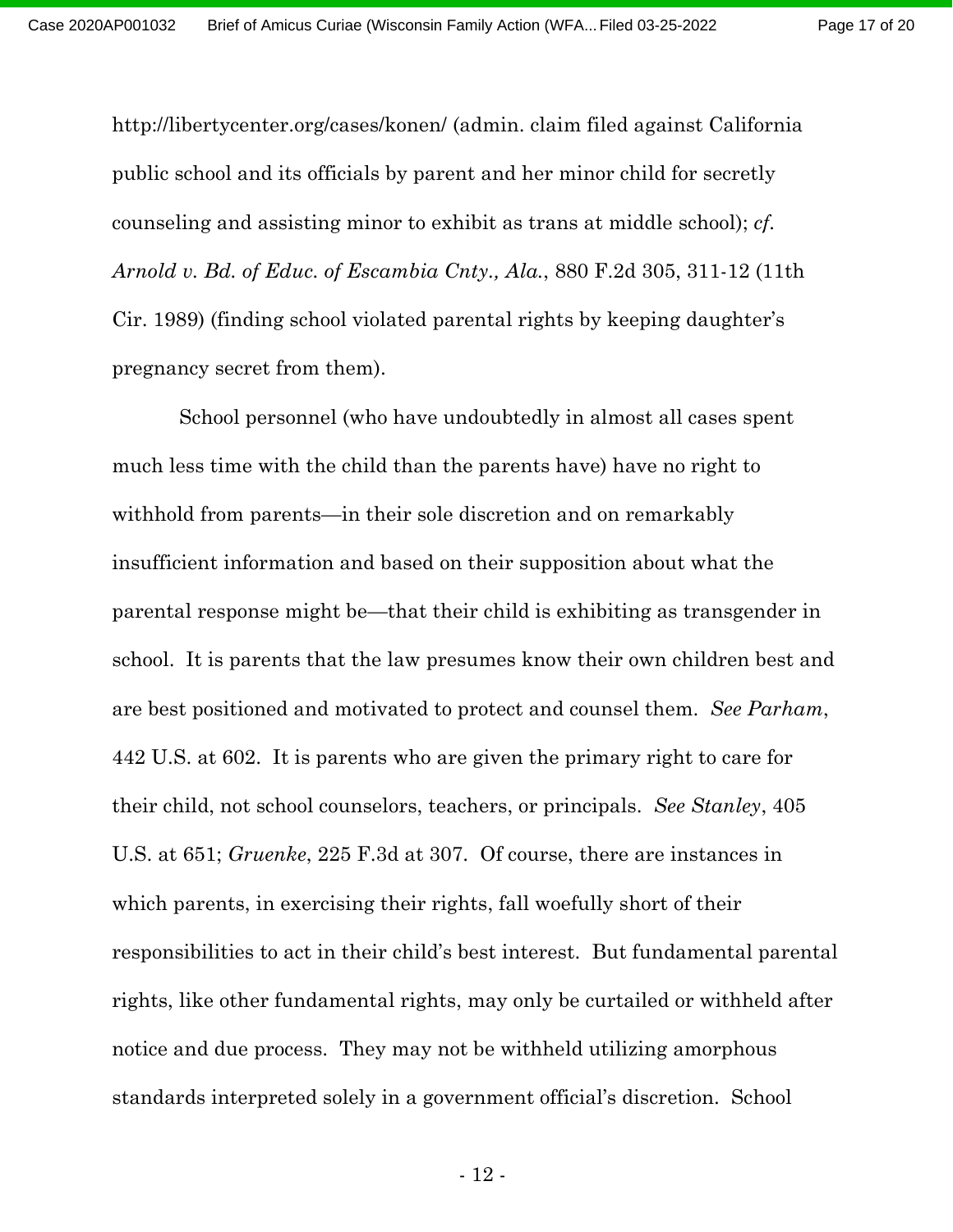http://libertycenter.org/cases/konen/ (admin. claim filed against California public school and its officials by parent and her minor child for secretly counseling and assisting minor to exhibit as trans at middle school); *cf. Arnold v. Bd. of Educ. of Escambia Cnty., Ala.*, 880 F.2d 305, 311-12 (11th Cir. 1989) (finding school violated parental rights by keeping daughter's pregnancy secret from them).

School personnel (who have undoubtedly in almost all cases spent much less time with the child than the parents have) have no right to withhold from parents—in their sole discretion and on remarkably insufficient information and based on their supposition about what the parental response might be—that their child is exhibiting as transgender in school. It is parents that the law presumes know their own children best and are best positioned and motivated to protect and counsel them. *See Parham*, 442 U.S. at 602. It is parents who are given the primary right to care for their child, not school counselors, teachers, or principals. *See Stanley*, 405 U.S. at 651; *Gruenke*, 225 F.3d at 307. Of course, there are instances in which parents, in exercising their rights, fall woefully short of their responsibilities to act in their child's best interest. But fundamental parental rights, like other fundamental rights, may only be curtailed or withheld after notice and due process. They may not be withheld utilizing amorphous standards interpreted solely in a government official's discretion. School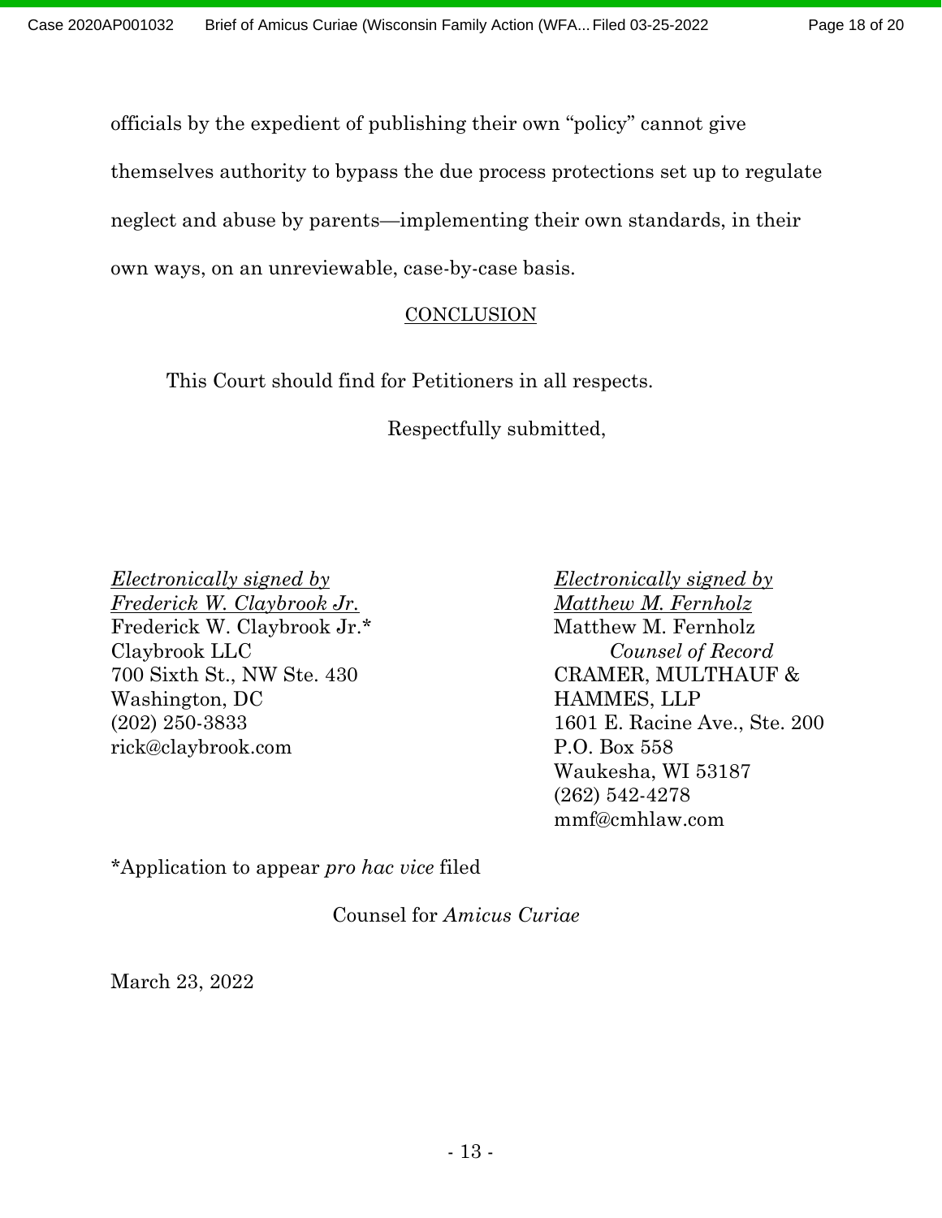officials by the expedient of publishing their own "policy" cannot give themselves authority to bypass the due process protections set up to regulate neglect and abuse by parents—implementing their own standards, in their own ways, on an unreviewable, case-by-case basis.

## CONCLUSION

This Court should find for Petitioners in all respects.

Respectfully submitted,

*Electronically signed by Frederick W. Claybrook Jr.*
Frederick W. Claybrook Jr.*
Claybrook LLC
700 Sixth St., NW Ste. 430
Washington, DC
(202) 250-3833
rick@claybrook.com

*Electronically signed by Matthew M. Fernholz*
Matthew M. Fernholz
*Counsel of Record*
CRAMER, MULTHAUF & HAMMES, LLP
1601 E. Racine Ave., Ste. 200
P.O. Box 558
Waukesha, WI 53187
(262) 542-4278
mmf@cmhlaw.com

*Application to appear *pro hac vice* filed

Counsel for *Amicus Curiae*

March 23, 2022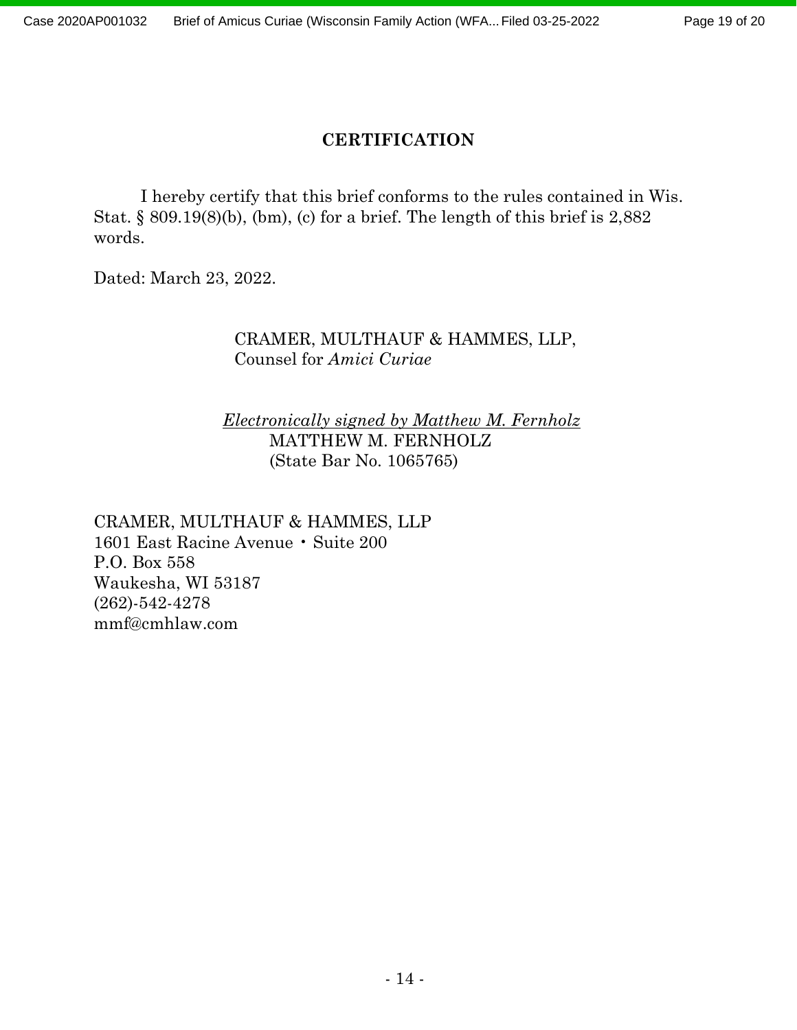## CERTIFICATION

I hereby certify that this brief conforms to the rules contained in Wis. Stat. § 809.19(8)(b), (bm), (c) for a brief. The length of this brief is 2,882 words.

Dated: March 23, 2022.

CRAMER, MULTHAUF & HAMMES, LLP,
Counsel for *Amici Curiae*

*Electronically signed by Matthew M. Fernholz*
MATTHEW M. FERNHOLZ
(State Bar No. 1065765)

CRAMER, MULTHAUF & HAMMES, LLP
1601 East Racine Avenue • Suite 200
P.O. Box 558
Waukesha, WI 53187
(262)-542-4278
mmf@cmhlaw.com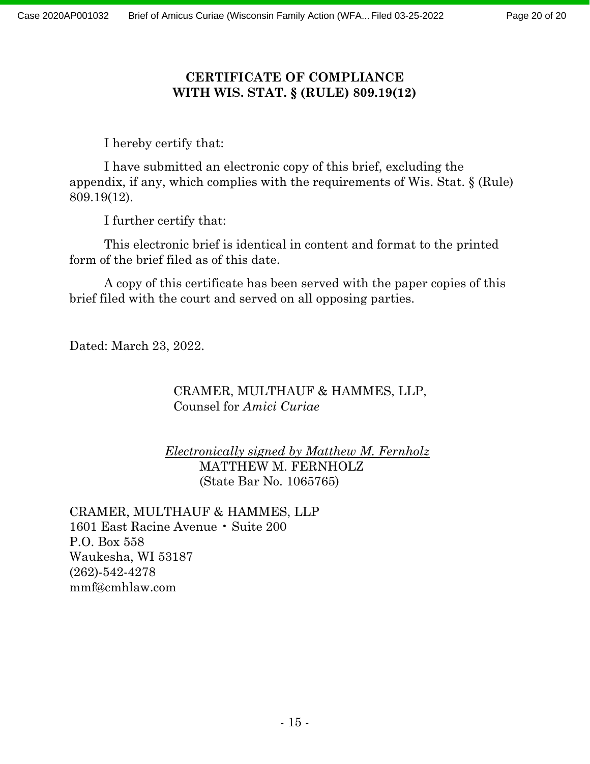## CERTIFICATE OF COMPLIANCE WITH WIS. STAT. § (RULE) 809.19(12)

I hereby certify that:

I have submitted an electronic copy of this brief, excluding the appendix, if any, which complies with the requirements of Wis. Stat. § (Rule) 809.19(12).

I further certify that:

This electronic brief is identical in content and format to the printed form of the brief filed as of this date.

A copy of this certificate has been served with the paper copies of this brief filed with the court and served on all opposing parties.

Dated: March 23, 2022.

CRAMER, MULTHAUF & HAMMES, LLP,
Counsel for *Amici Curiae*

*Electronically signed by Matthew M. Fernholz*
MATTHEW M. FERNHOLZ
(State Bar No. 1065765)

CRAMER, MULTHAUF & HAMMES, LLP
1601 East Racine Avenue • Suite 200
P.O. Box 558
Waukesha, WI 53187
(262)-542-4278
mmf@cmhlaw.com